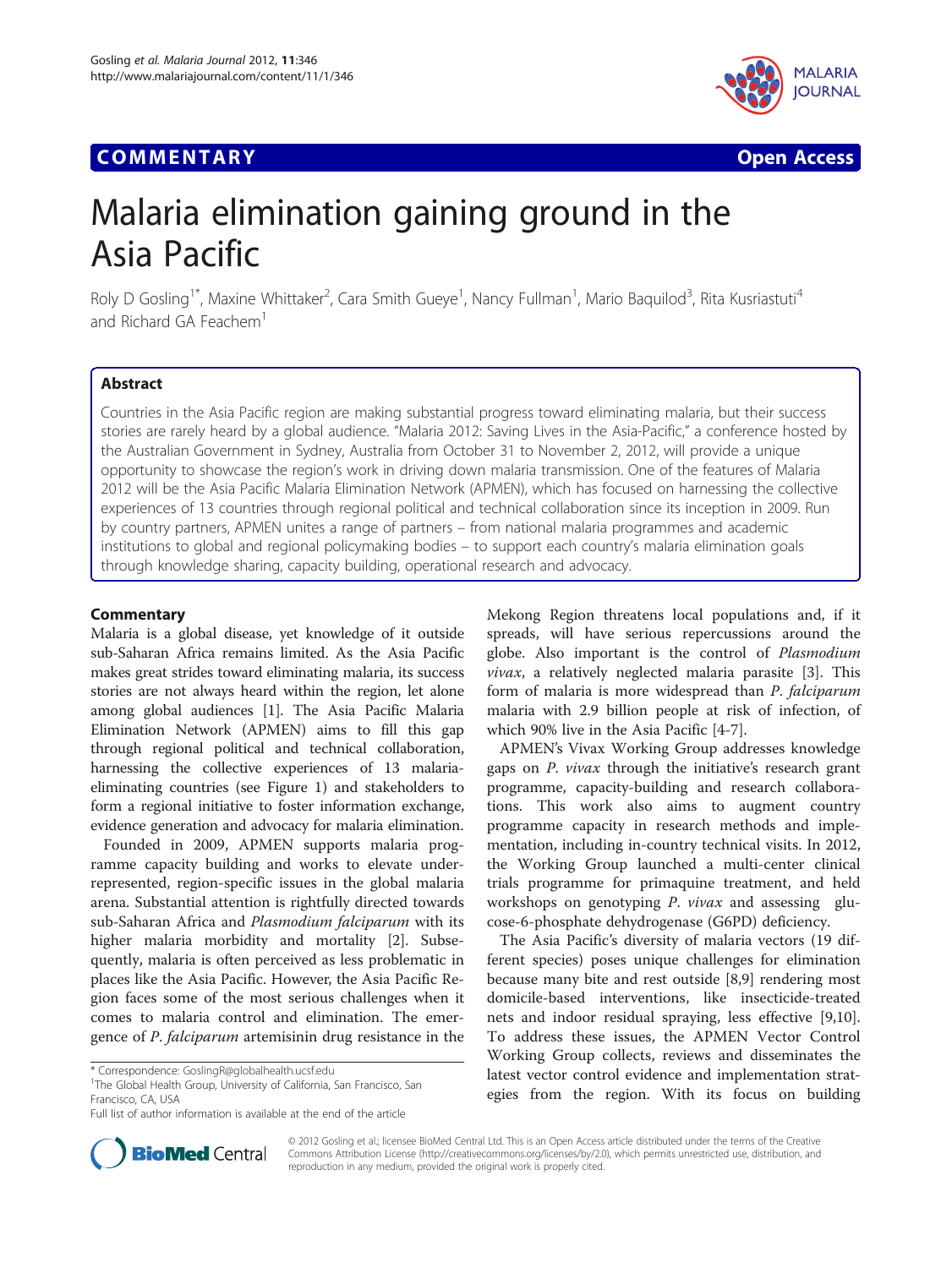**COMMENTARY** **Open Access**

# Malaria elimination gaining ground in the Asia Pacific

Roly D Gosling[1*], Maxine Whittaker[2], Cara Smith Gueye[1], Nancy Fullman[1], Mario Baquilod[3], Rita Kusriastuti[4] and Richard GA Feachem[1]

## Abstract

Countries in the Asia Pacific region are making substantial progress toward eliminating malaria, but their success stories are rarely heard by a global audience. "Malaria 2012: Saving Lives in the Asia-Pacific," a conference hosted by the Australian Government in Sydney, Australia from October 31 to November 2, 2012, will provide a unique opportunity to showcase the region's work in driving down malaria transmission. One of the features of Malaria 2012 will be the Asia Pacific Malaria Elimination Network (APMEN), which has focused on harnessing the collective experiences of 13 countries through regional political and technical collaboration since its inception in 2009. Run by country partners, APMEN unites a range of partners – from national malaria programmes and academic institutions to global and regional policymaking bodies – to support each country's malaria elimination goals through knowledge sharing, capacity building, operational research and advocacy.

## Commentary

Malaria is a global disease, yet knowledge of it outside sub-Saharan Africa remains limited. As the Asia Pacific makes great strides toward eliminating malaria, its success stories are not always heard within the region, let alone among global audiences [1]. The Asia Pacific Malaria Elimination Network (APMEN) aims to fill this gap through regional political and technical collaboration, harnessing the collective experiences of 13 malaria-eliminating countries (see Figure 1) and stakeholders to form a regional initiative to foster information exchange, evidence generation and advocacy for malaria elimination.

Founded in 2009, APMEN supports malaria programme capacity building and works to elevate under-represented, region-specific issues in the global malaria arena. Substantial attention is rightfully directed towards sub-Saharan Africa and *Plasmodium falciparum* with its higher malaria morbidity and mortality [2]. Subsequently, malaria is often perceived as less problematic in places like the Asia Pacific. However, the Asia Pacific Region faces some of the most serious challenges when it comes to malaria control and elimination. The emergence of *P. falciparum* artemisinin drug resistance in the Mekong Region threatens local populations and, if it spreads, will have serious repercussions around the globe. Also important is the control of *Plasmodium vivax*, a relatively neglected malaria parasite [3]. This form of malaria is more widespread than *P. falciparum* malaria with 2.9 billion people at risk of infection, of which 90% live in the Asia Pacific [4-7].

APMEN's Vivax Working Group addresses knowledge gaps on *P. vivax* through the initiative's research grant programme, capacity-building and research collaborations. This work also aims to augment country programme capacity in research methods and implementation, including in-country technical visits. In 2012, the Working Group launched a multi-center clinical trials programme for primaquine treatment, and held workshops on genotyping *P. vivax* and assessing glucose-6-phosphate dehydrogenase (G6PD) deficiency.

The Asia Pacific's diversity of malaria vectors (19 different species) poses unique challenges for elimination because many bite and rest outside [8,9] rendering most domicile-based interventions, like insecticide-treated nets and indoor residual spraying, less effective [9,10]. To address these issues, the APMEN Vector Control Working Group collects, reviews and disseminates the latest vector control evidence and implementation strategies from the region. With its focus on building

\* Correspondence: GoslingR@globalhealth.ucsf.edu
[1]The Global Health Group, University of California, San Francisco, San Francisco, CA, USA
Full list of author information is available at the end of the article

© 2012 Gosling et al.; licensee BioMed Central Ltd. This is an Open Access article distributed under the terms of the Creative Commons Attribution License (http://creativecommons.org/licenses/by/2.0), which permits unrestricted use, distribution, and reproduction in any medium, provided the original work is properly cited.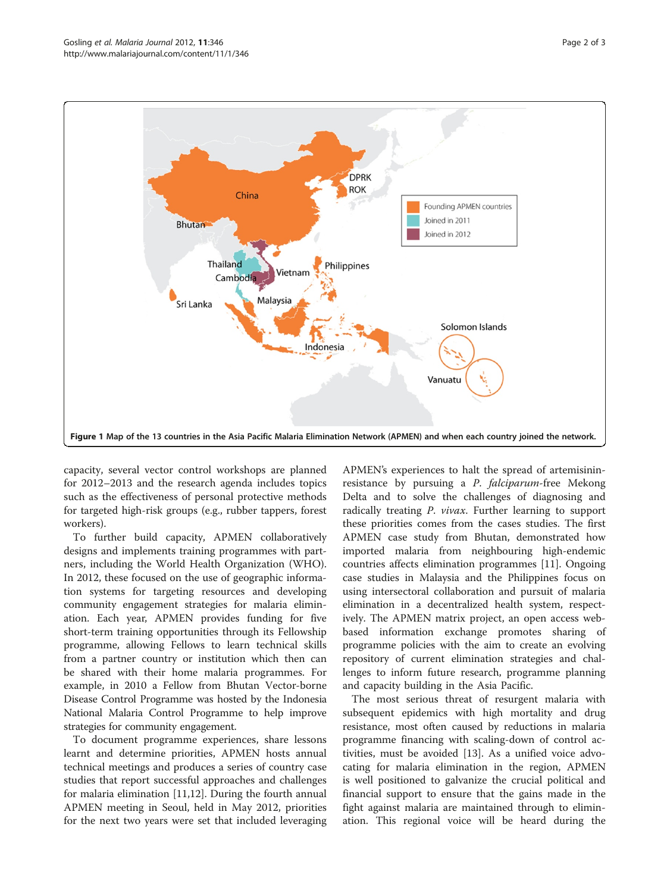Figure 1 Map of the 13 countries in the Asia Pacific Malaria Elimination Network (APMEN) and when each country joined the network.

capacity, several vector control workshops are planned for 2012–2013 and the research agenda includes topics such as the effectiveness of personal protective methods for targeted high-risk groups (e.g., rubber tappers, forest workers).

To further build capacity, APMEN collaboratively designs and implements training programmes with partners, including the World Health Organization (WHO). In 2012, these focused on the use of geographic information systems for targeting resources and developing community engagement strategies for malaria elimination. Each year, APMEN provides funding for five short-term training opportunities through its Fellowship programme, allowing Fellows to learn technical skills from a partner country or institution which then can be shared with their home malaria programmes. For example, in 2010 a Fellow from Bhutan Vector-borne Disease Control Programme was hosted by the Indonesia National Malaria Control Programme to help improve strategies for community engagement.

To document programme experiences, share lessons learnt and determine priorities, APMEN hosts annual technical meetings and produces a series of country case studies that report successful approaches and challenges for malaria elimination [11,12]. During the fourth annual APMEN meeting in Seoul, held in May 2012, priorities for the next two years were set that included leveraging APMEN's experiences to halt the spread of artemisinin-resistance by pursuing a *P. falciparum*-free Mekong Delta and to solve the challenges of diagnosing and radically treating *P. vivax*. Further learning to support these priorities comes from the cases studies. The first APMEN case study from Bhutan, demonstrated how imported malaria from neighbouring high-endemic countries affects elimination programmes [11]. Ongoing case studies in Malaysia and the Philippines focus on using intersectoral collaboration and pursuit of malaria elimination in a decentralized health system, respectively. The APMEN matrix project, an open access web-based information exchange promotes sharing of programme policies with the aim to create an evolving repository of current elimination strategies and challenges to inform future research, programme planning and capacity building in the Asia Pacific.

The most serious threat of resurgent malaria with subsequent epidemics with high mortality and drug resistance, most often caused by reductions in malaria programme financing with scaling-down of control activities, must be avoided [13]. As a unified voice advocating for malaria elimination in the region, APMEN is well positioned to galvanize the crucial political and financial support to ensure that the gains made in the fight against malaria are maintained through to elimination. This regional voice will be heard during the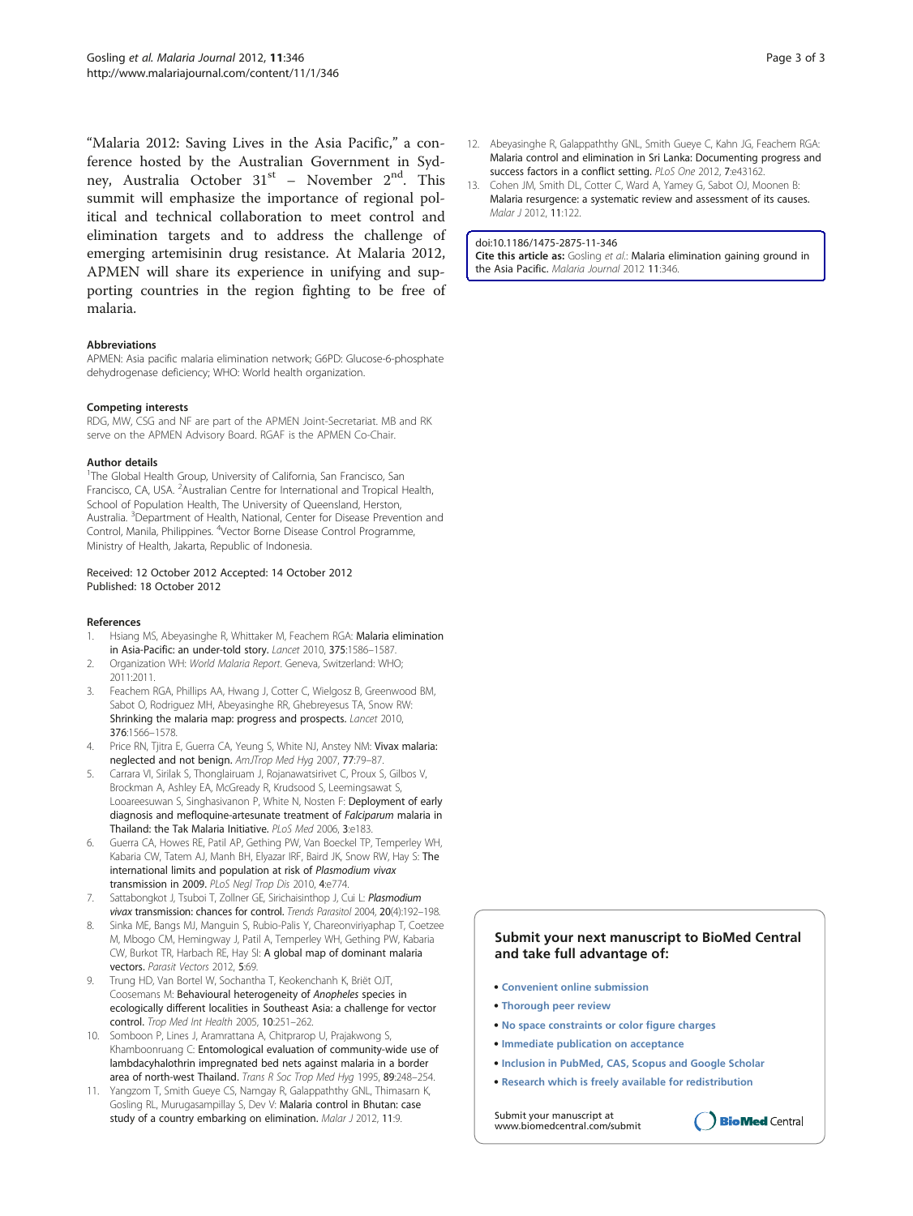"Malaria 2012: Saving Lives in the Asia Pacific," a conference hosted by the Australian Government in Sydney, Australia October 31$^{st}$ – November 2$^{nd}$. This summit will emphasize the importance of regional political and technical collaboration to meet control and elimination targets and to address the challenge of emerging artemisinin drug resistance. At Malaria 2012, APMEN will share its experience in unifying and supporting countries in the region fighting to be free of malaria.

#### Abbreviations

APMEN: Asia pacific malaria elimination network; G6PD: Glucose-6-phosphate dehydrogenase deficiency; WHO: World health organization.

#### Competing interests

RDG, MW, CSG and NF are part of the APMEN Joint-Secretariat. MB and RK serve on the APMEN Advisory Board. RGAF is the APMEN Co-Chair.

#### Author details

[1]The Global Health Group, University of California, San Francisco, San Francisco, CA, USA. [2]Australian Centre for International and Tropical Health, School of Population Health, The University of Queensland, Herston, Australia. [3]Department of Health, National, Center for Disease Prevention and Control, Manila, Philippines. [4]Vector Borne Disease Control Programme, Ministry of Health, Jakarta, Republic of Indonesia.

Received: 12 October 2012 Accepted: 14 October 2012
Published: 18 October 2012

#### References

1. Hsiang MS, Abeyasinghe R, Whittaker M, Feachem RGA: **Malaria elimination in Asia-Pacific: an under-told story.** *Lancet* 2010, **375**:1586–1587.
2. Organization WH: *World Malaria Report*. Geneva, Switzerland: WHO; 2011:2011.
3. Feachem RGA, Phillips AA, Hwang J, Cotter C, Wielgosz B, Greenwood BM, Sabot O, Rodriguez MH, Abeyasinghe RR, Ghebreyesus TA, Snow RW: **Shrinking the malaria map: progress and prospects.** *Lancet* 2010, **376**:1566–1578.
4. Price RN, Tjitra E, Guerra CA, Yeung S, White NJ, Anstey NM: **Vivax malaria: neglected and not benign.** *AmJTrop Med Hyg* 2007, **77**:79–87.
5. Carrara VI, Sirilak S, Thonglairuam J, Rojanawatsirivet C, Proux S, Gilbos V, Brockman A, Ashley EA, McGready R, Krudsood S, Leemingsawat S, Looareesuwan S, Singhasivanon P, White N, Nosten F: **Deployment of early diagnosis and mefloquine-artesunate treatment of *Falciparum* malaria in Thailand: the Tak Malaria Initiative.** *PLoS Med* 2006, **3**:e183.
6. Guerra CA, Howes RE, Patil AP, Gething PW, Van Boeckel TP, Temperley WH, Kabaria CW, Tatem AJ, Manh BH, Elyazar IRF, Baird JK, Snow RW, Hay S: **The international limits and population at risk of *Plasmodium vivax* transmission in 2009.** *PLoS Negl Trop Dis* 2010, **4**:e774.
7. Sattabongkot J, Tsuboi T, Zollner GE, Sirichaisinthop J, Cui L: ***Plasmodium vivax* transmission: chances for control.** *Trends Parasitol* 2004, **20**(4):192–198.
8. Sinka ME, Bangs MJ, Manguin S, Rubio-Palis Y, Chareonviriyaphap T, Coetzee M, Mbogo CM, Hemingway J, Patil A, Temperley WH, Gething PW, Kabaria CW, Burkot TR, Harbach RE, Hay SI: **A global map of dominant malaria vectors.** *Parasit Vectors* 2012, **5**:69.
9. Trung HD, Van Bortel W, Sochantha T, Keokenchanh K, Briët OJT, Coosemans M: **Behavioural heterogeneity of *Anopheles* species in ecologically different localities in Southeast Asia: a challenge for vector control.** *Trop Med Int Health* 2005, **10**:251–262.
10. Somboon P, Lines J, Aramrattana A, Chitprarop U, Prajakwong S, Khamboonruang C: **Entomological evaluation of community-wide use of lambdacyhalothrin impregnated bed nets against malaria in a border area of north-west Thailand.** *Trans R Soc Trop Med Hyg* 1995, **89**:248–254.
11. Yangzom T, Smith Gueye CS, Namgay R, Galappaththy GNL, Thimasarn K, Gosling RL, Murugasampillay S, Dev V: **Malaria control in Bhutan: case study of a country embarking on elimination.** *Malar J* 2012, **11**:9.
12. Abeyasinghe R, Galappaththy GNL, Smith Gueye C, Kahn JG, Feachem RGA: **Malaria control and elimination in Sri Lanka: Documenting progress and success factors in a conflict setting.** *PLoS One* 2012, **7**:e43162.
13. Cohen JM, Smith DL, Cotter C, Ward A, Yamey G, Sabot OJ, Moonen B: **Malaria resurgence: a systematic review and assessment of its causes.** *Malar J* 2012, **11**:122.

doi:10.1186/1475-2875-11-346
**Cite this article as:** Gosling *et al.*: Malaria elimination gaining ground in the Asia Pacific. *Malaria Journal* 2012 **11**:346.

**Submit your next manuscript to BioMed Central and take full advantage of:**

- **Convenient online submission**
- **Thorough peer review**
- **No space constraints or color figure charges**
- **Immediate publication on acceptance**
- **Inclusion in PubMed, CAS, Scopus and Google Scholar**
- **Research which is freely available for redistribution**

Submit your manuscript at
www.biomedcentral.com/submit

BioMed Central